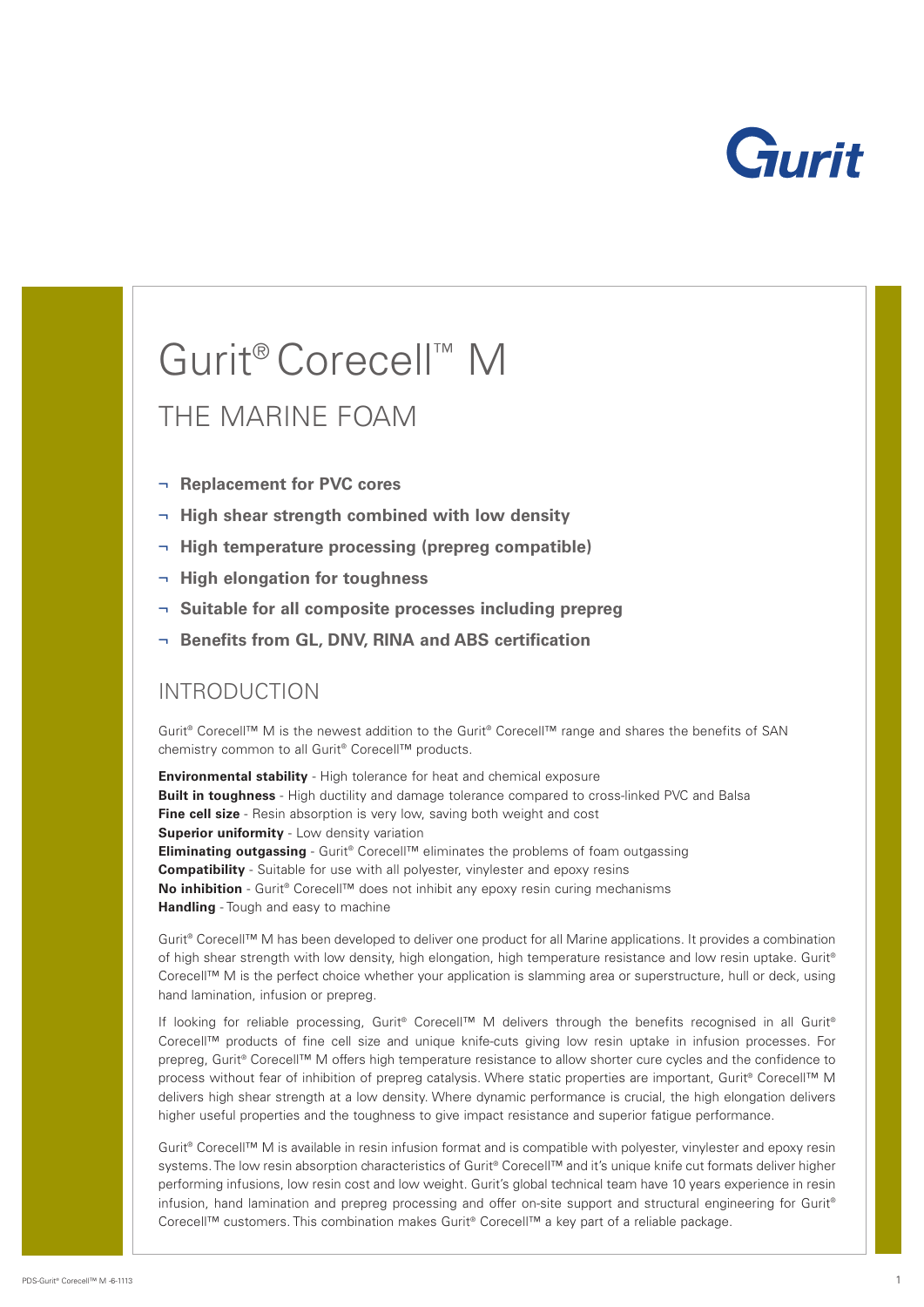# Gurit® Corecell™ M

## THE MARINE FOAM

- **Replacement for PVC cores**
- **High shear strength combined with low density**
- **High temperature processing (prepreg compatible)**
- **High elongation for toughness**
- **Suitable for all composite processes including prepreg**
- **Benefits from GL, DNV, RINA and ABS certification**

## INTRODUCTION

Gurit® Corecell™ M is the newest addition to the Gurit® Corecell™ range and shares the benefits of SAN chemistry common to all Gurit® Corecell™ products.

**Environmental stability** - High tolerance for heat and chemical exposure
**Built in toughness** - High ductility and damage tolerance compared to cross-linked PVC and Balsa
**Fine cell size** - Resin absorption is very low, saving both weight and cost
**Superior uniformity** - Low density variation
**Eliminating outgassing** - Gurit® Corecell™ eliminates the problems of foam outgassing
**Compatibility** - Suitable for use with all polyester, vinylester and epoxy resins
**No inhibition** - Gurit® Corecell™ does not inhibit any epoxy resin curing mechanisms
**Handling** - Tough and easy to machine

Gurit® Corecell™ M has been developed to deliver one product for all Marine applications. It provides a combination of high shear strength with low density, high elongation, high temperature resistance and low resin uptake. Gurit® Corecell™ M is the perfect choice whether your application is slamming area or superstructure, hull or deck, using hand lamination, infusion or prepreg.

If looking for reliable processing, Gurit® Corecell™ M delivers through the benefits recognised in all Gurit® Corecell™ products of fine cell size and unique knife-cuts giving low resin uptake in infusion processes. For prepreg, Gurit® Corecell™ M offers high temperature resistance to allow shorter cure cycles and the confidence to process without fear of inhibition of prepreg catalysis. Where static properties are important, Gurit® Corecell™ M delivers high shear strength at a low density. Where dynamic performance is crucial, the high elongation delivers higher useful properties and the toughness to give impact resistance and superior fatigue performance.

Gurit® Corecell™ M is available in resin infusion format and is compatible with polyester, vinylester and epoxy resin systems. The low resin absorption characteristics of Gurit® Corecell™ and it's unique knife cut formats deliver higher performing infusions, low resin cost and low weight. Gurit's global technical team have 10 years experience in resin infusion, hand lamination and prepreg processing and offer on-site support and structural engineering for Gurit® Corecell™ customers. This combination makes Gurit® Corecell™ a key part of a reliable package.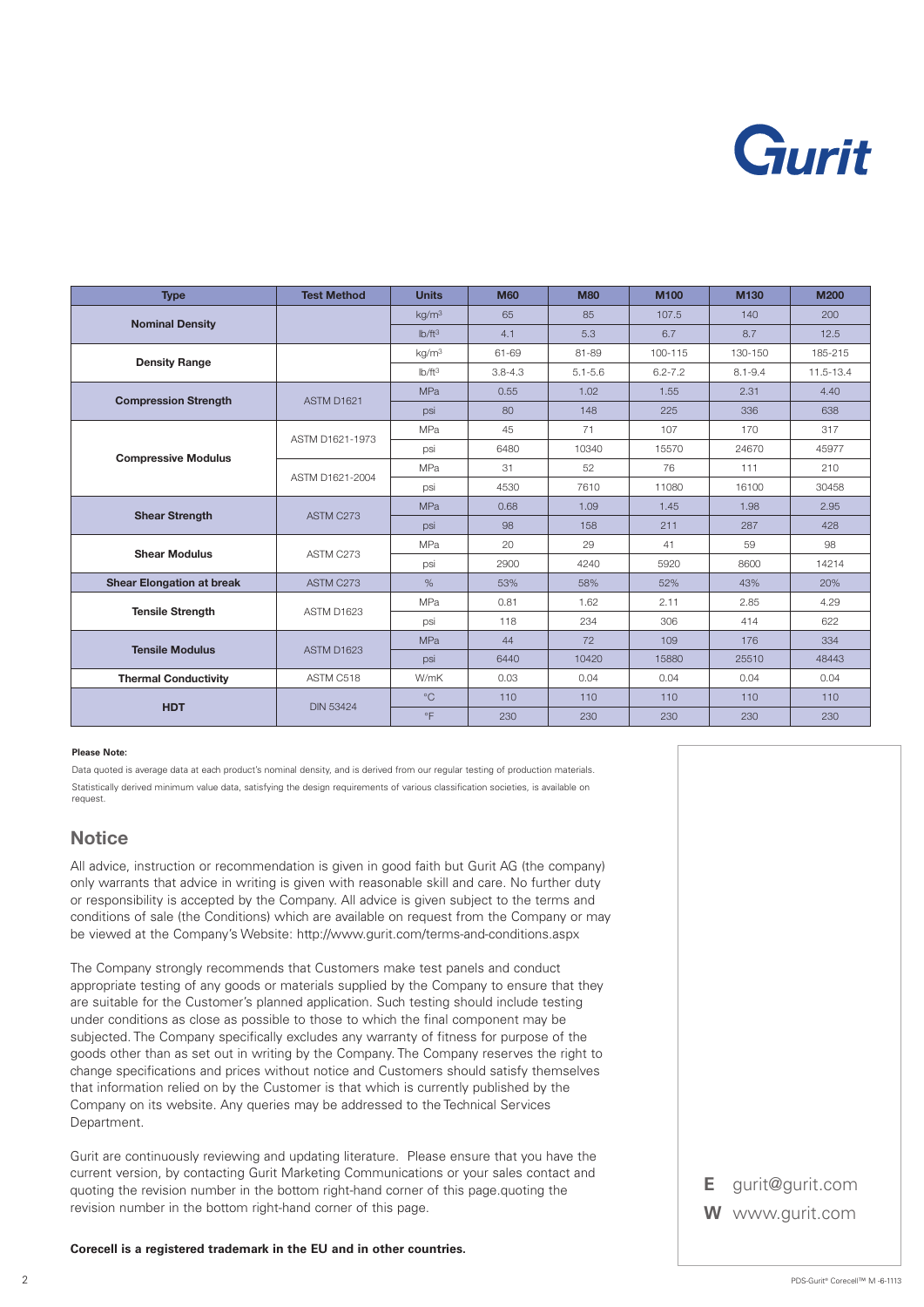| Type | Test Method | Units | M60 | M80 | M100 | M130 | M200 |
|---|---|---|---|---|---|---|---|
| Nominal Density | | kg/m³ | 65 | 85 | 107.5 | 140 | 200 |
| | | lb/ft³ | 4.1 | 5.3 | 6.7 | 8.7 | 12.5 |
| Density Range | | kg/m³ | 61-69 | 81-89 | 100-115 | 130-150 | 185-215 |
| | | lb/ft³ | 3.8-4.3 | 5.1-5.6 | 6.2-7.2 | 8.1-9.4 | 11.5-13.4 |
| Compression Strength | ASTM D1621 | MPa | 0.55 | 1.02 | 1.55 | 2.31 | 4.40 |
| | | psi | 80 | 148 | 225 | 336 | 638 |
| Compressive Modulus | ASTM D1621-1973 | MPa | 45 | 71 | 107 | 170 | 317 |
| | | psi | 6480 | 10340 | 15570 | 24670 | 45977 |
| | ASTM D1621-2004 | MPa | 31 | 52 | 76 | 111 | 210 |
| | | psi | 4530 | 7610 | 11080 | 16100 | 30458 |
| Shear Strength | ASTM C273 | MPa | 0.68 | 1.09 | 1.45 | 1.98 | 2.95 |
| | | psi | 98 | 158 | 211 | 287 | 428 |
| Shear Modulus | ASTM C273 | MPa | 20 | 29 | 41 | 59 | 98 |
| | | psi | 2900 | 4240 | 5920 | 8600 | 14214 |
| Shear Elongation at break | ASTM C273 | % | 53% | 58% | 52% | 43% | 20% |
| Tensile Strength | ASTM D1623 | MPa | 0.81 | 1.62 | 2.11 | 2.85 | 4.29 |
| | | psi | 118 | 234 | 306 | 414 | 622 |
| Tensile Modulus | ASTM D1623 | MPa | 44 | 72 | 109 | 176 | 334 |
| | | psi | 6440 | 10420 | 15880 | 25510 | 48443 |
| Thermal Conductivity | ASTM C518 | W/mK | 0.03 | 0.04 | 0.04 | 0.04 | 0.04 |
| HDT | DIN 53424 | °C | 110 | 110 | 110 | 110 | 110 |
| | | °F | 230 | 230 | 230 | 230 | 230 |

**Please Note:**

Data quoted is average data at each product's nominal density, and is derived from our regular testing of production materials.

Statistically derived minimum value data, satisfying the design requirements of various classification societies, is available on request.

## Notice

All advice, instruction or recommendation is given in good faith but Gurit AG (the company) only warrants that advice in writing is given with reasonable skill and care. No further duty or responsibility is accepted by the Company. All advice is given subject to the terms and conditions of sale (the Conditions) which are available on request from the Company or may be viewed at the Company's Website: http://www.gurit.com/terms-and-conditions.aspx

The Company strongly recommends that Customers make test panels and conduct appropriate testing of any goods or materials supplied by the Company to ensure that they are suitable for the Customer's planned application. Such testing should include testing under conditions as close as possible to those to which the final component may be subjected. The Company specifically excludes any warranty of fitness for purpose of the goods other than as set out in writing by the Company. The Company reserves the right to change specifications and prices without notice and Customers should satisfy themselves that information relied on by the Customer is that which is currently published by the Company on its website. Any queries may be addressed to the Technical Services Department.

Gurit are continuously reviewing and updating literature. Please ensure that you have the current version, by contacting Gurit Marketing Communications or your sales contact and quoting the revision number in the bottom right-hand corner of this page.quoting the revision number in the bottom right-hand corner of this page.

**Corecell is a registered trademark in the EU and in other countries.**

**E** gurit@gurit.com

**W** www.gurit.com

PDS-Gurit® Corecell™ M -6-1113